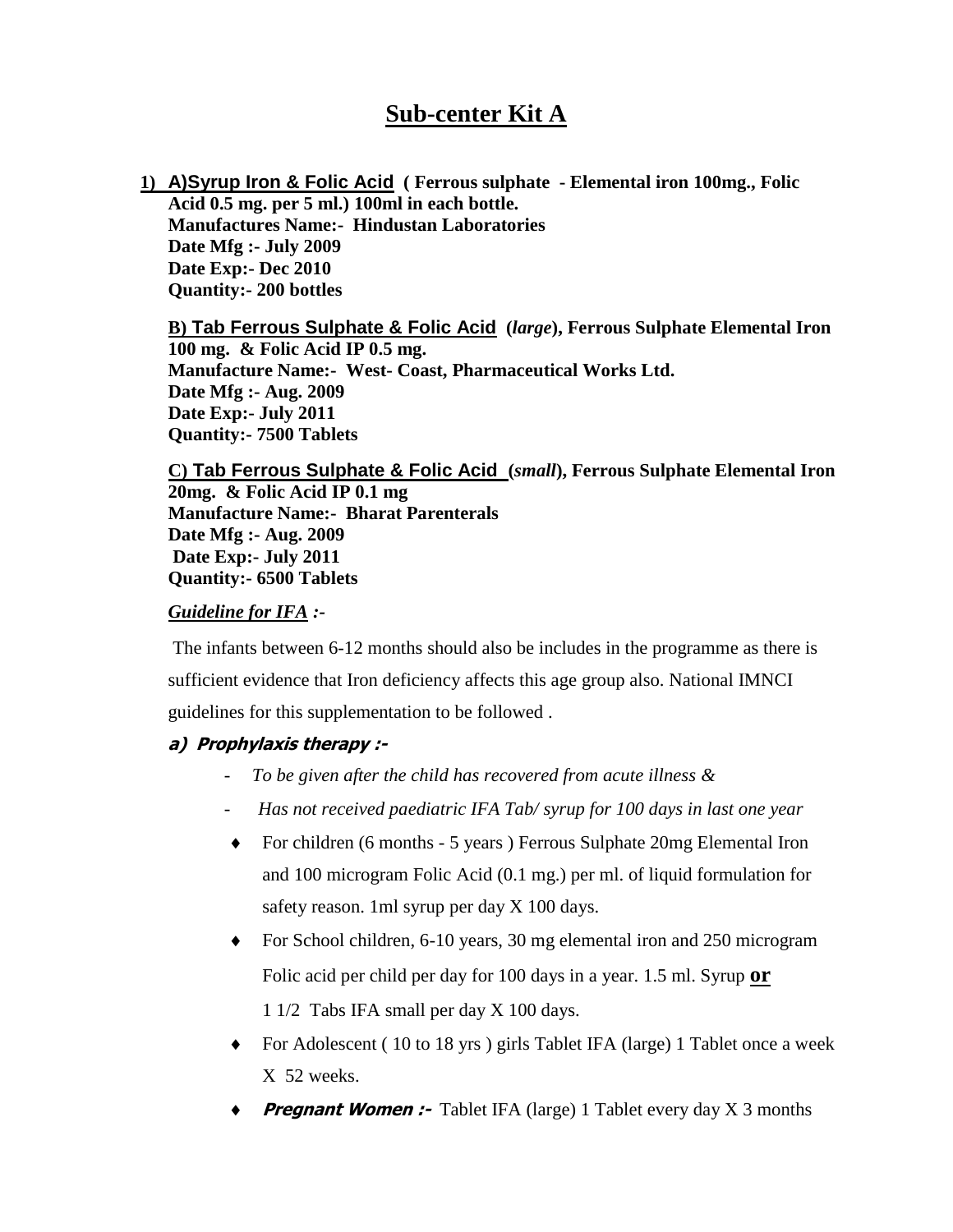# Sub-center Kit A

1) **A)Syrup Iron & Folic Acid** **( Ferrous sulphate - Elemental iron 100mg., Folic Acid 0.5 mg. per 5 ml.) 100ml in each bottle.**
   **Manufactures Name:- Hindustan Laboratories**
   **Date Mfg :- July 2009**
   **Date Exp:- Dec 2010**
   **Quantity:- 200 bottles**

   **B) Tab Ferrous Sulphate & Folic Acid (*large*), Ferrous Sulphate Elemental Iron 100 mg. & Folic Acid IP 0.5 mg.**
   **Manufacture Name:- West- Coast, Pharmaceutical Works Ltd.**
   **Date Mfg :- Aug. 2009**
   **Date Exp:- July 2011**
   **Quantity:- 7500 Tablets**

   **C) Tab Ferrous Sulphate & Folic Acid (*small*), Ferrous Sulphate Elemental Iron 20mg. & Folic Acid IP 0.1 mg**
   **Manufacture Name:- Bharat Parenterals**
   **Date Mfg :- Aug. 2009**
   **Date Exp:- July 2011**
   **Quantity:- 6500 Tablets**

   ***Guideline for IFA :-***

   The infants between 6-12 months should also be includes in the programme as there is sufficient evidence that Iron deficiency affects this age group also. National IMNCI guidelines for this supplementation to be followed .

   **a) Prophylaxis therapy :-**

   - *To be given after the child has recovered from acute illness &*
   - *Has not received paediatric IFA Tab/ syrup for 100 days in last one year*

   - For children (6 months - 5 years ) Ferrous Sulphate 20mg Elemental Iron and 100 microgram Folic Acid (0.1 mg.) per ml. of liquid formulation for safety reason. 1ml syrup per day X 100 days.
   - For School children, 6-10 years, 30 mg elemental iron and 250 microgram Folic acid per child per day for 100 days in a year. 1.5 ml. Syrup **or** 1 1/2 Tabs IFA small per day X 100 days.
   - For Adolescent ( 10 to 18 yrs ) girls Tablet IFA (large) 1 Tablet once a week X 52 weeks.
   - ***Pregnant Women :-*** Tablet IFA (large) 1 Tablet every day X 3 months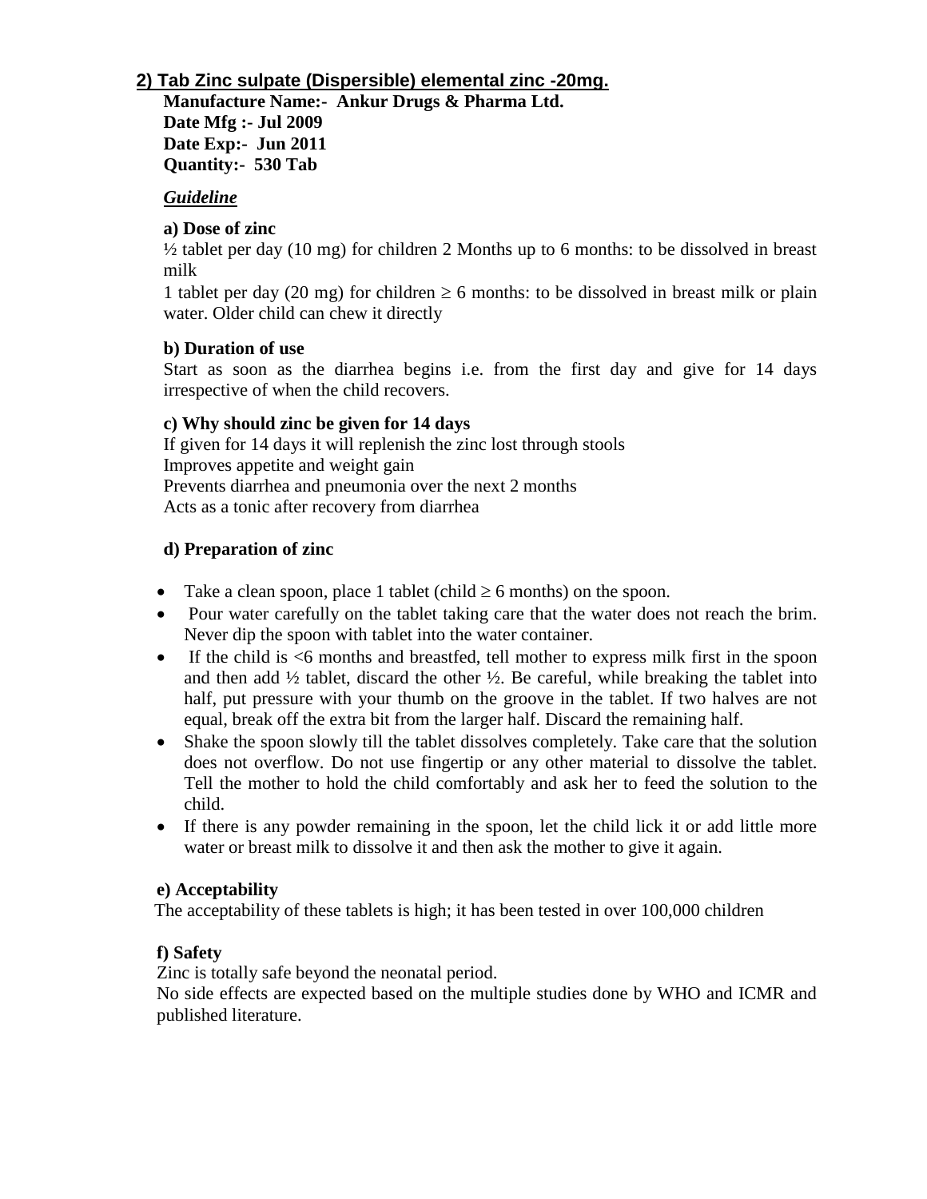## 2) Tab Zinc sulpate (Dispersible) elemental zinc -20mg.

**Manufacture Name:- Ankur Drugs & Pharma Ltd.**
**Date Mfg :- Jul 2009**
**Date Exp:- Jun 2011**
**Quantity:- 530 Tab**

***Guideline***

**a) Dose of zinc**

½ tablet per day (10 mg) for children 2 Months up to 6 months: to be dissolved in breast milk

1 tablet per day (20 mg) for children ≥ 6 months: to be dissolved in breast milk or plain water. Older child can chew it directly

**b) Duration of use**

Start as soon as the diarrhea begins i.e. from the first day and give for 14 days irrespective of when the child recovers.

**c) Why should zinc be given for 14 days**

If given for 14 days it will replenish the zinc lost through stools
Improves appetite and weight gain
Prevents diarrhea and pneumonia over the next 2 months
Acts as a tonic after recovery from diarrhea

**d) Preparation of zinc**

- Take a clean spoon, place 1 tablet (child ≥ 6 months) on the spoon.
- Pour water carefully on the tablet taking care that the water does not reach the brim. Never dip the spoon with tablet into the water container.
- If the child is <6 months and breastfed, tell mother to express milk first in the spoon and then add ½ tablet, discard the other ½. Be careful, while breaking the tablet into half, put pressure with your thumb on the groove in the tablet. If two halves are not equal, break off the extra bit from the larger half. Discard the remaining half.
- Shake the spoon slowly till the tablet dissolves completely. Take care that the solution does not overflow. Do not use fingertip or any other material to dissolve the tablet. Tell the mother to hold the child comfortably and ask her to feed the solution to the child.
- If there is any powder remaining in the spoon, let the child lick it or add little more water or breast milk to dissolve it and then ask the mother to give it again.

**e) Acceptability**

The acceptability of these tablets is high; it has been tested in over 100,000 children

**f) Safety**

Zinc is totally safe beyond the neonatal period.
No side effects are expected based on the multiple studies done by WHO and ICMR and published literature.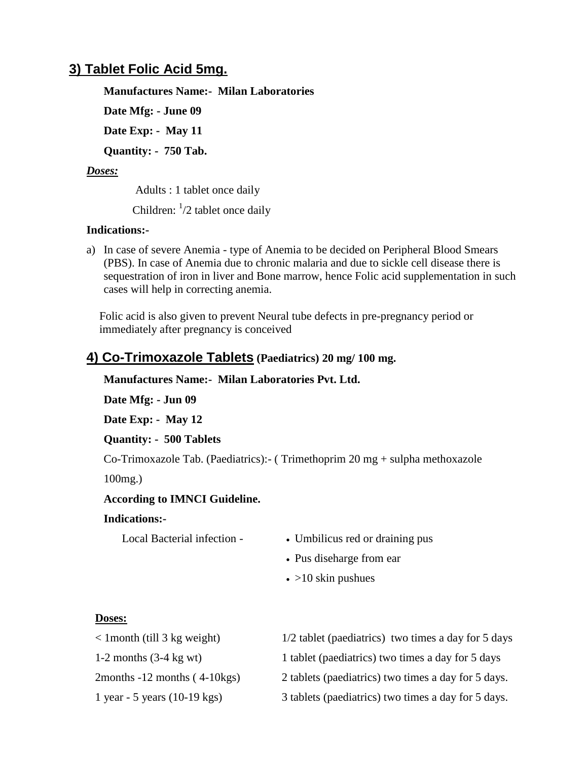## 3) Tablet Folic Acid 5mg.

**Manufactures Name:- Milan Laboratories**

**Date Mfg: - June 09**

**Date Exp: - May 11**

**Quantity: - 750 Tab.**

***Doses:***

Adults : 1 tablet once daily

Children: $^{1}/2$ tablet once daily

**Indications:-**

a) In case of severe Anemia - type of Anemia to be decided on Peripheral Blood Smears (PBS). In case of Anemia due to chronic malaria and due to sickle cell disease there is sequestration of iron in liver and Bone marrow, hence Folic acid supplementation in such cases will help in correcting anemia.

Folic acid is also given to prevent Neural tube defects in pre-pregnancy period or immediately after pregnancy is conceived

## 4) Co-Trimoxazole Tablets (Paediatrics) 20 mg/ 100 mg.

**Manufactures Name:- Milan Laboratories Pvt. Ltd.**

**Date Mfg: - Jun 09**

**Date Exp: - May 12**

**Quantity: - 500 Tablets**

Co-Trimoxazole Tab. (Paediatrics):- ( Trimethoprim 20 mg + sulpha methoxazole 100mg.)

**According to IMNCI Guideline.**

**Indications:-**

Local Bacterial infection -

- Umbilicus red or draining pus
- Pus diseharge from ear
- >10 skin pushues

**Doses:**

| | |
|---|---|
| < 1month (till 3 kg weight) | 1/2 tablet (paediatrics) two times a day for 5 days |
| 1-2 months (3-4 kg wt) | 1 tablet (paediatrics) two times a day for 5 days |
| 2months -12 months ( 4-10kgs) | 2 tablets (paediatrics) two times a day for 5 days. |
| 1 year - 5 years (10-19 kgs) | 3 tablets (paediatrics) two times a day for 5 days. |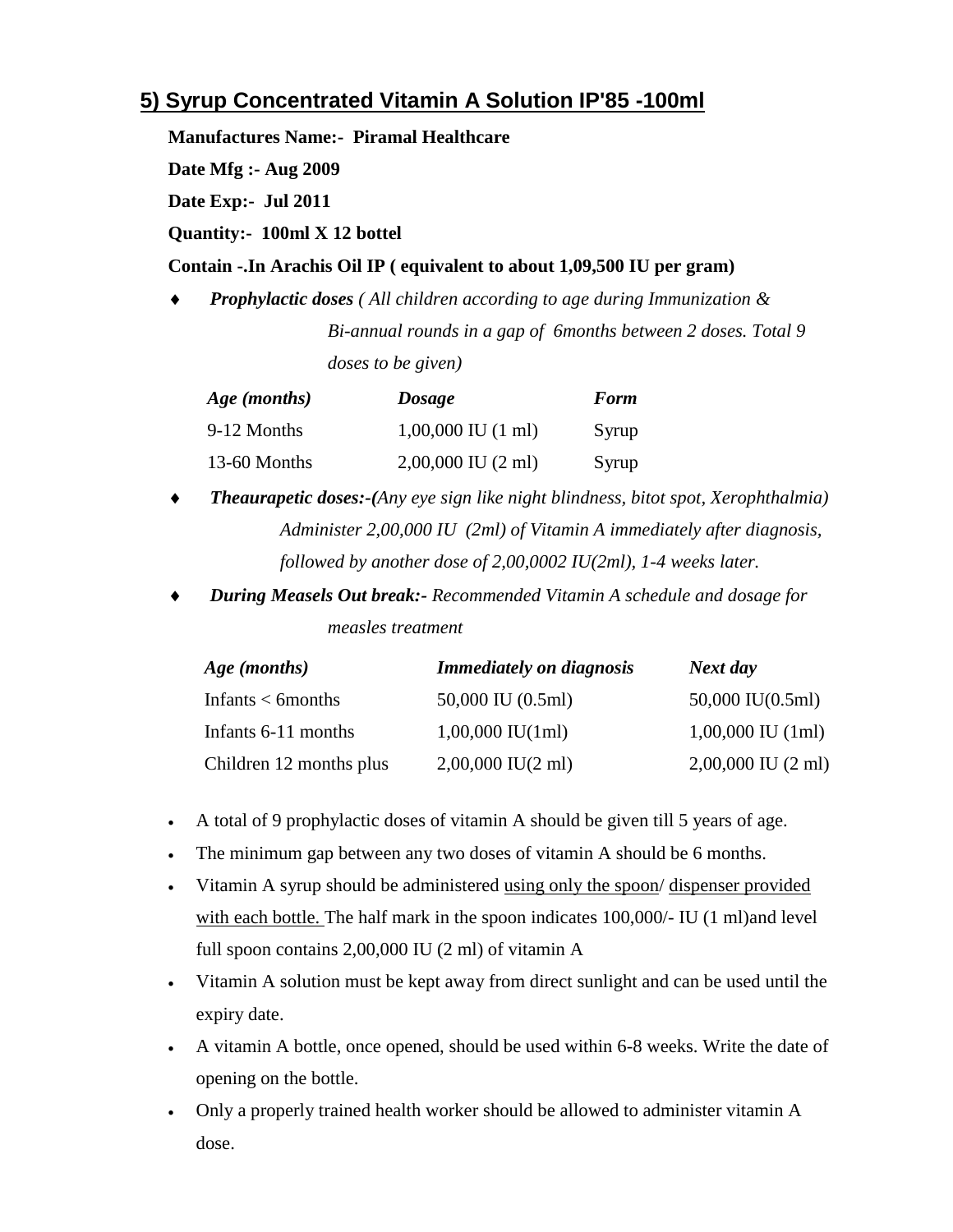## 5) Syrup Concentrated Vitamin A Solution IP'85 -100ml

**Manufactures Name:- Piramal Healthcare**

**Date Mfg :- Aug 2009**

**Date Exp:- Jul 2011**

**Quantity:- 100ml X 12 bottel**

**Contain -.In Arachis Oil IP ( equivalent to about 1,09,500 IU per gram)**

- ***Prophylactic doses*** *( All children according to age during Immunization & Bi-annual rounds in a gap of 6months between 2 doses. Total 9 doses to be given)*

| *Age (months)* | *Dosage* | *Form* |
|---|---|---|
| 9-12 Months | 1,00,000 IU (1 ml) | Syrup |
| 13-60 Months | 2,00,000 IU (2 ml) | Syrup |

- ***Theaurapetic doses:-(****Any eye sign like night blindness, bitot spot, Xerophthalmia) Administer 2,00,000 IU (2ml) of Vitamin A immediately after diagnosis, followed by another dose of 2,00,0002 IU(2ml), 1-4 weeks later.*

- ***During Measels Out break:-*** *Recommended Vitamin A schedule and dosage for measles treatment*

| *Age (months)* | *Immediately on diagnosis* | *Next day* |
|---|---|---|
| Infants < 6months | 50,000 IU (0.5ml) | 50,000 IU(0.5ml) |
| Infants 6-11 months | 1,00,000 IU(1ml) | 1,00,000 IU (1ml) |
| Children 12 months plus | 2,00,000 IU(2 ml) | 2,00,000 IU (2 ml) |

- A total of 9 prophylactic doses of vitamin A should be given till 5 years of age.
- The minimum gap between any two doses of vitamin A should be 6 months.
- Vitamin A syrup should be administered <u>using only the spoon</u>/ <u>dispenser provided with each bottle.</u> The half mark in the spoon indicates 100,000/- IU (1 ml)and level full spoon contains 2,00,000 IU (2 ml) of vitamin A
- Vitamin A solution must be kept away from direct sunlight and can be used until the expiry date.
- A vitamin A bottle, once opened, should be used within 6-8 weeks. Write the date of opening on the bottle.
- Only a properly trained health worker should be allowed to administer vitamin A dose.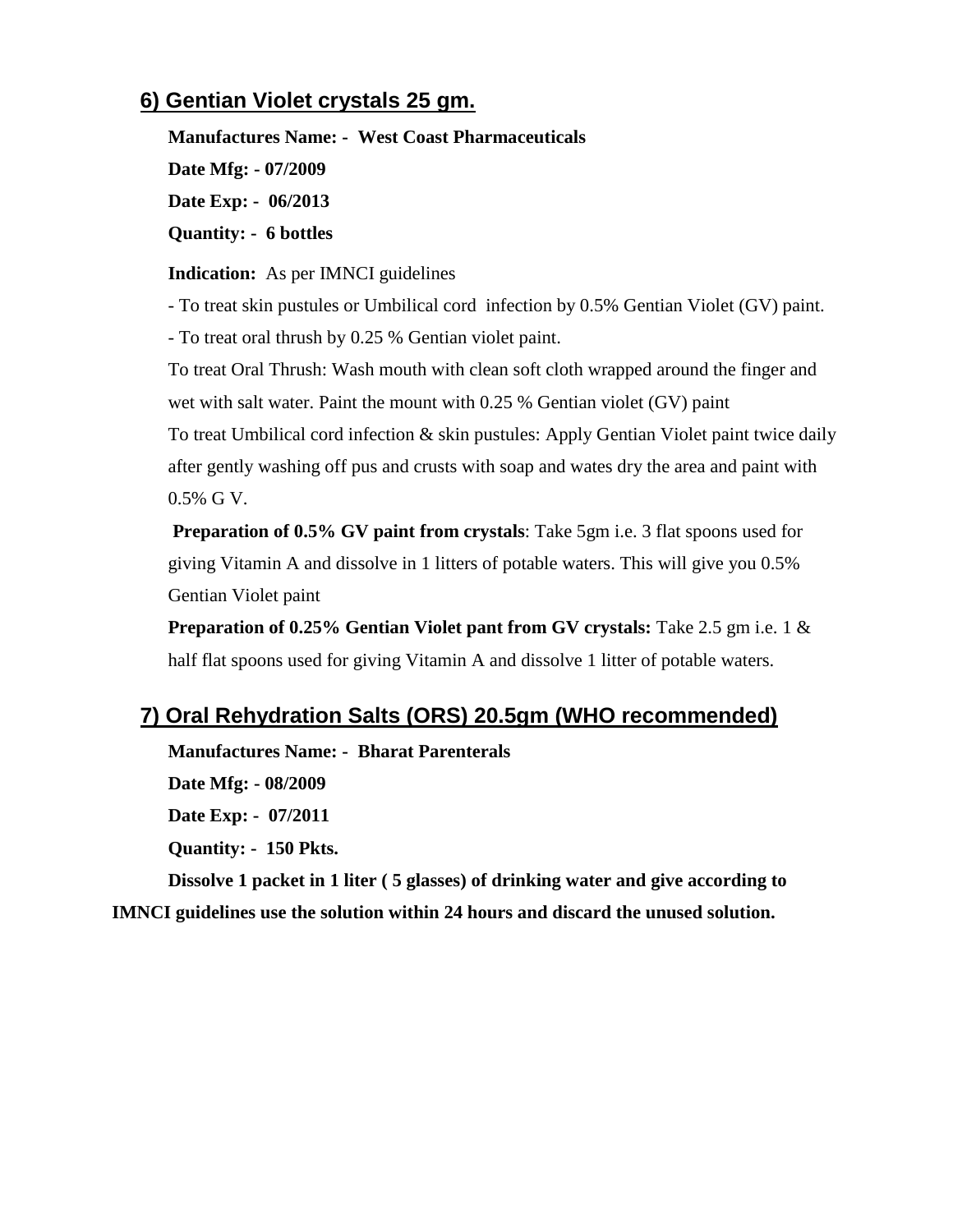## 6) Gentian Violet crystals 25 gm.

**Manufactures Name: - West Coast Pharmaceuticals**

**Date Mfg: - 07/2009**

**Date Exp: - 06/2013**

**Quantity: - 6 bottles**

**Indication:** As per IMNCI guidelines

- To treat skin pustules or Umbilical cord infection by 0.5% Gentian Violet (GV) paint.
- To treat oral thrush by 0.25 % Gentian violet paint.

To treat Oral Thrush: Wash mouth with clean soft cloth wrapped around the finger and wet with salt water. Paint the mount with 0.25 % Gentian violet (GV) paint

To treat Umbilical cord infection & skin pustules: Apply Gentian Violet paint twice daily after gently washing off pus and crusts with soap and wates dry the area and paint with 0.5% G V.

**Preparation of 0.5% GV paint from crystals**: Take 5gm i.e. 3 flat spoons used for giving Vitamin A and dissolve in 1 litters of potable waters. This will give you 0.5% Gentian Violet paint

**Preparation of 0.25% Gentian Violet pant from GV crystals:** Take 2.5 gm i.e. 1 & half flat spoons used for giving Vitamin A and dissolve 1 litter of potable waters.

## 7) Oral Rehydration Salts (ORS) 20.5gm (WHO recommended)

**Manufactures Name: - Bharat Parenterals**

**Date Mfg: - 08/2009**

**Date Exp: - 07/2011**

**Quantity: - 150 Pkts.**

**Dissolve 1 packet in 1 liter ( 5 glasses) of drinking water and give according to IMNCI guidelines use the solution within 24 hours and discard the unused solution.**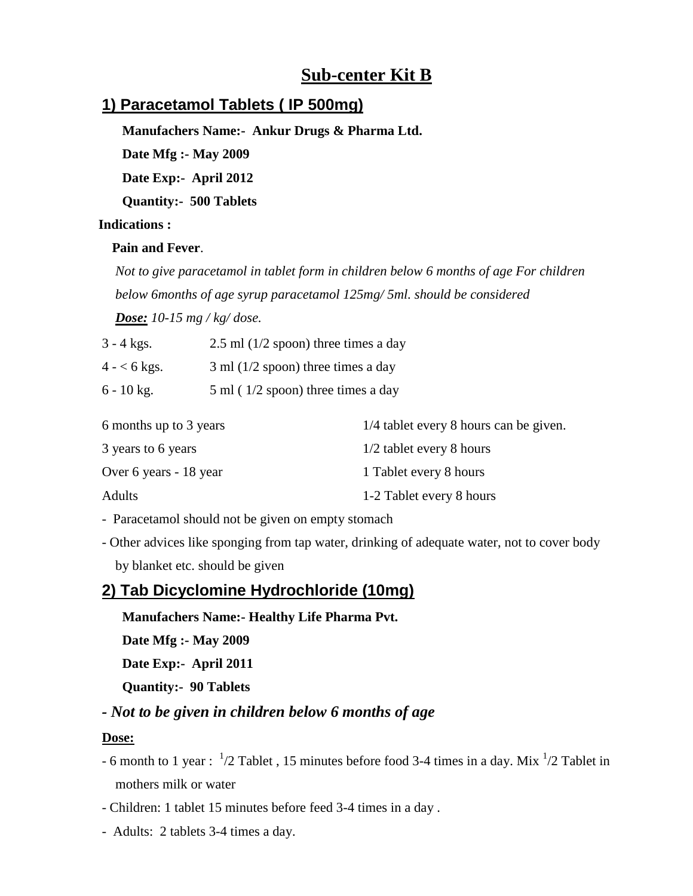# Sub-center Kit B

## 1) Paracetamol Tablets ( IP 500mg)

**Manufachers Name:- Ankur Drugs & Pharma Ltd.**

**Date Mfg :- May 2009**

**Date Exp:- April 2012**

**Quantity:- 500 Tablets**

**Indications :**

**Pain and Fever**.

*Not to give paracetamol in tablet form in children below 6 months of age For children below 6months of age syrup paracetamol 125mg/ 5ml. should be considered*

***Dose:*** *10-15 mg / kg/ dose.*

| | |
|---|---|
| 3 - 4 kgs. | 2.5 ml (1/2 spoon) three times a day |
| 4 - < 6 kgs. | 3 ml (1/2 spoon) three times a day |
| 6 - 10 kg. | 5 ml ( 1/2 spoon) three times a day |

| | |
|---|---|
| 6 months up to 3 years | 1/4 tablet every 8 hours can be given. |
| 3 years to 6 years | 1/2 tablet every 8 hours |
| Over 6 years - 18 year | 1 Tablet every 8 hours |
| Adults | 1-2 Tablet every 8 hours |

- Paracetamol should not be given on empty stomach
- Other advices like sponging from tap water, drinking of adequate water, not to cover body by blanket etc. should be given

## 2) Tab Dicyclomine Hydrochloride (10mg)

**Manufachers Name:- Healthy Life Pharma Pvt.**

**Date Mfg :- May 2009**

**Date Exp:- April 2011**

**Quantity:- 90 Tablets**

### *- Not to be given in children below 6 months of age*

**Dose:**

- 6 month to 1 year : $^1/2$ Tablet , 15 minutes before food 3-4 times in a day. Mix $^1/2$ Tablet in mothers milk or water
- Children: 1 tablet 15 minutes before feed 3-4 times in a day .
- Adults: 2 tablets 3-4 times a day.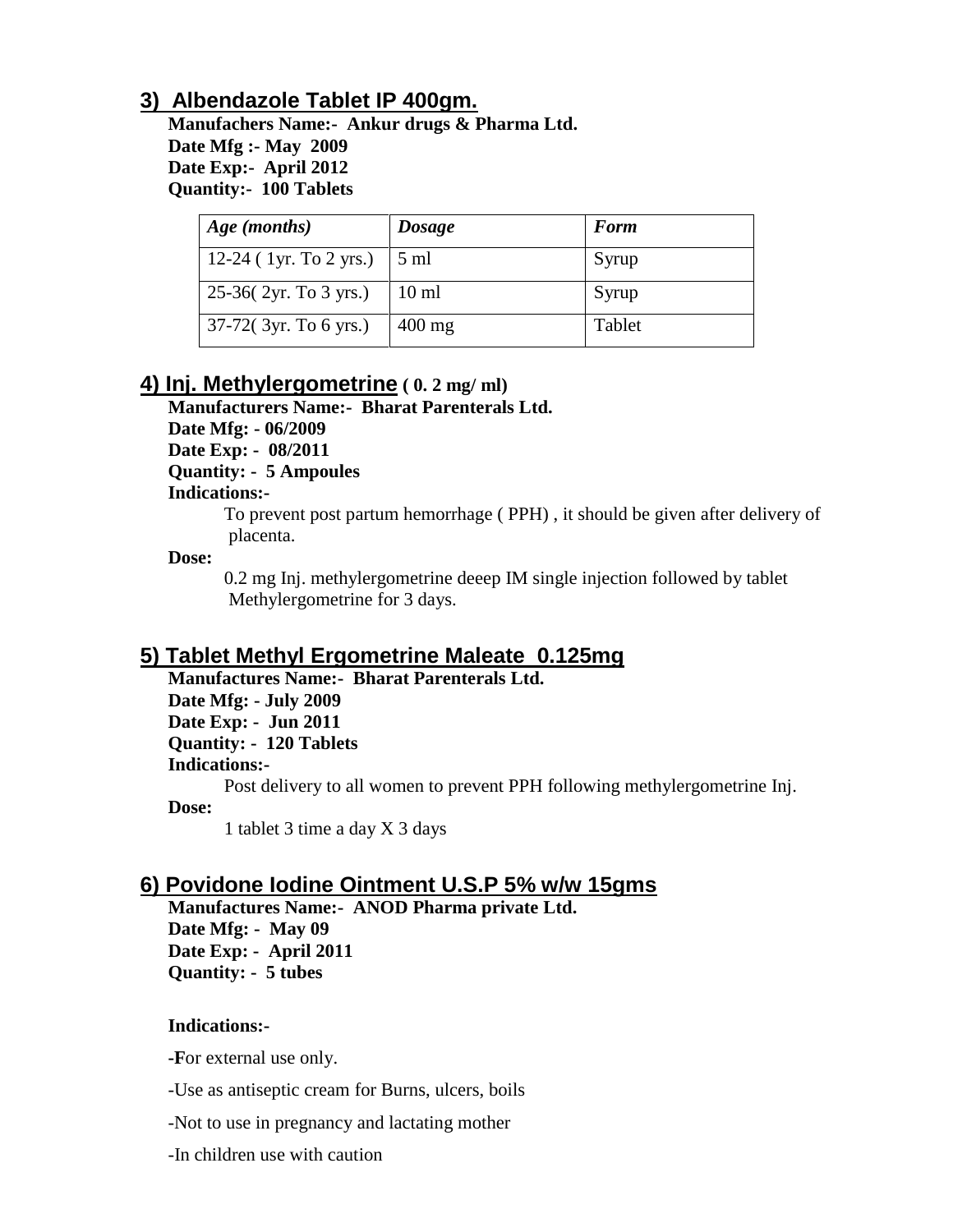## 3) Albendazole Tablet IP 400gm.

**Manufachers Name:- Ankur drugs & Pharma Ltd.**
**Date Mfg :- May 2009**
**Date Exp:- April 2012**
**Quantity:- 100 Tablets**

| *Age (months)* | *Dosage* | *Form* |
|---|---|---|
| 12-24 ( 1yr. To 2 yrs.) | 5 ml | Syrup |
| 25-36( 2yr. To 3 yrs.) | 10 ml | Syrup |
| 37-72( 3yr. To 6 yrs.) | 400 mg | Tablet |

## 4) Inj. Methylergometrine ( 0. 2 mg/ ml)

**Manufacturers Name:- Bharat Parenterals Ltd.**
**Date Mfg: - 06/2009**
**Date Exp: - 08/2011**
**Quantity: - 5 Ampoules**
**Indications:-**

To prevent post partum hemorrhage ( PPH) , it should be given after delivery of placenta.

**Dose:**

0.2 mg Inj. methylergometrine deeep IM single injection followed by tablet Methylergometrine for 3 days.

## 5) Tablet Methyl Ergometrine Maleate 0.125mg

**Manufactures Name:- Bharat Parenterals Ltd.**
**Date Mfg: - July 2009**
**Date Exp: - Jun 2011**
**Quantity: - 120 Tablets**
**Indications:-**

Post delivery to all women to prevent PPH following methylergometrine Inj.

**Dose:**

1 tablet 3 time a day X 3 days

## 6) Povidone Iodine Ointment U.S.P 5% w/w 15gms

**Manufactures Name:- ANOD Pharma private Ltd.**
**Date Mfg: - May 09**
**Date Exp: - April 2011**
**Quantity: - 5 tubes**

**Indications:-**

-**F**or external use only.

-Use as antiseptic cream for Burns, ulcers, boils

-Not to use in pregnancy and lactating mother

-In children use with caution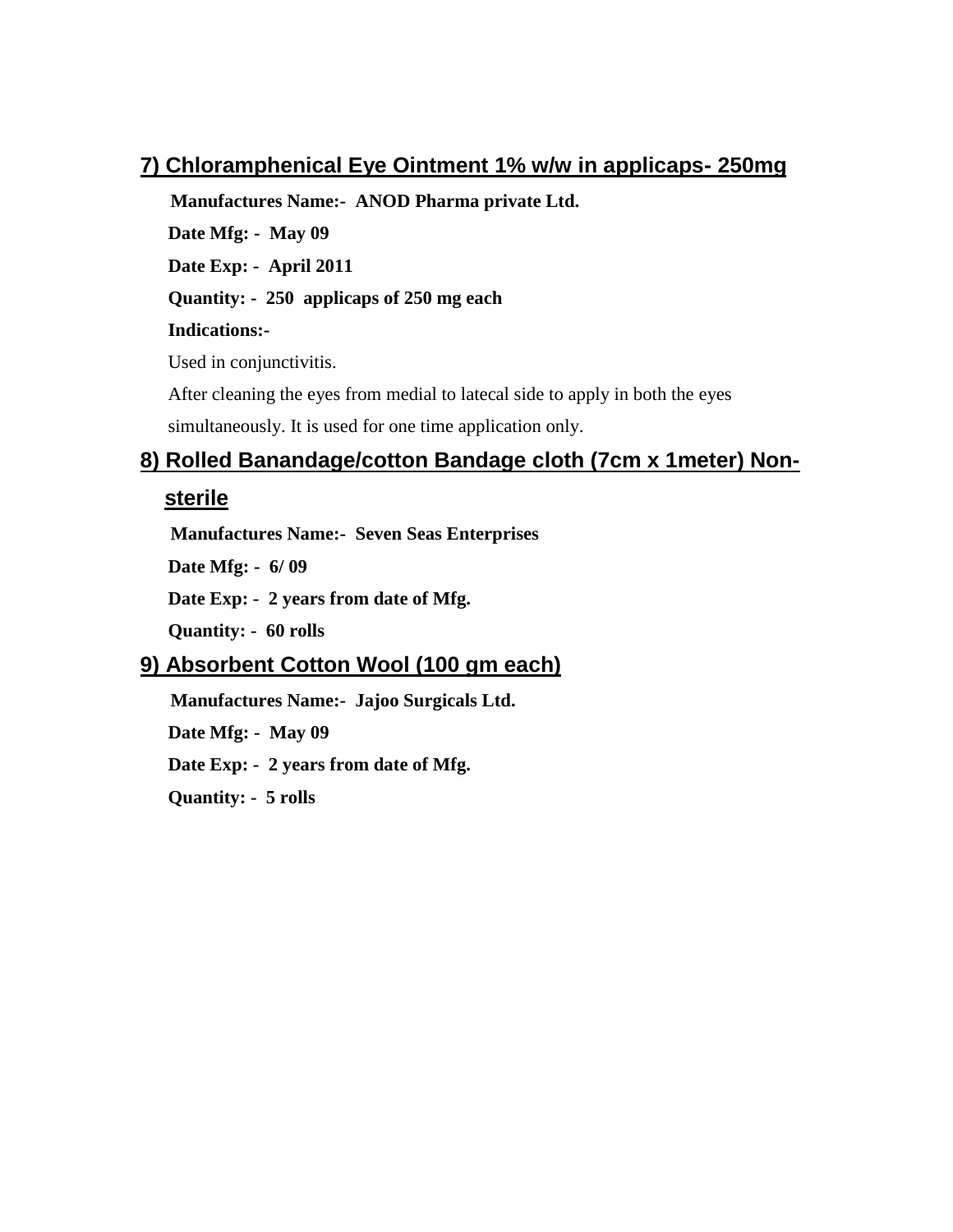## 7) Chloramphenical Eye Ointment 1% w/w in applicaps- 250mg

**Manufactures Name:- ANOD Pharma private Ltd.**

**Date Mfg: - May 09**

**Date Exp: - April 2011**

**Quantity: - 250 applicaps of 250 mg each**

**Indications:-**

Used in conjunctivitis.

After cleaning the eyes from medial to latecal side to apply in both the eyes simultaneously. It is used for one time application only.

## 8) Rolled Banandage/cotton Bandage cloth (7cm x 1meter) Non-sterile

**Manufactures Name:- Seven Seas Enterprises**

**Date Mfg: - 6/ 09**

**Date Exp: - 2 years from date of Mfg.**

**Quantity: - 60 rolls**

## 9) Absorbent Cotton Wool (100 gm each)

**Manufactures Name:- Jajoo Surgicals Ltd.**

**Date Mfg: - May 09**

**Date Exp: - 2 years from date of Mfg.**

**Quantity: - 5 rolls**